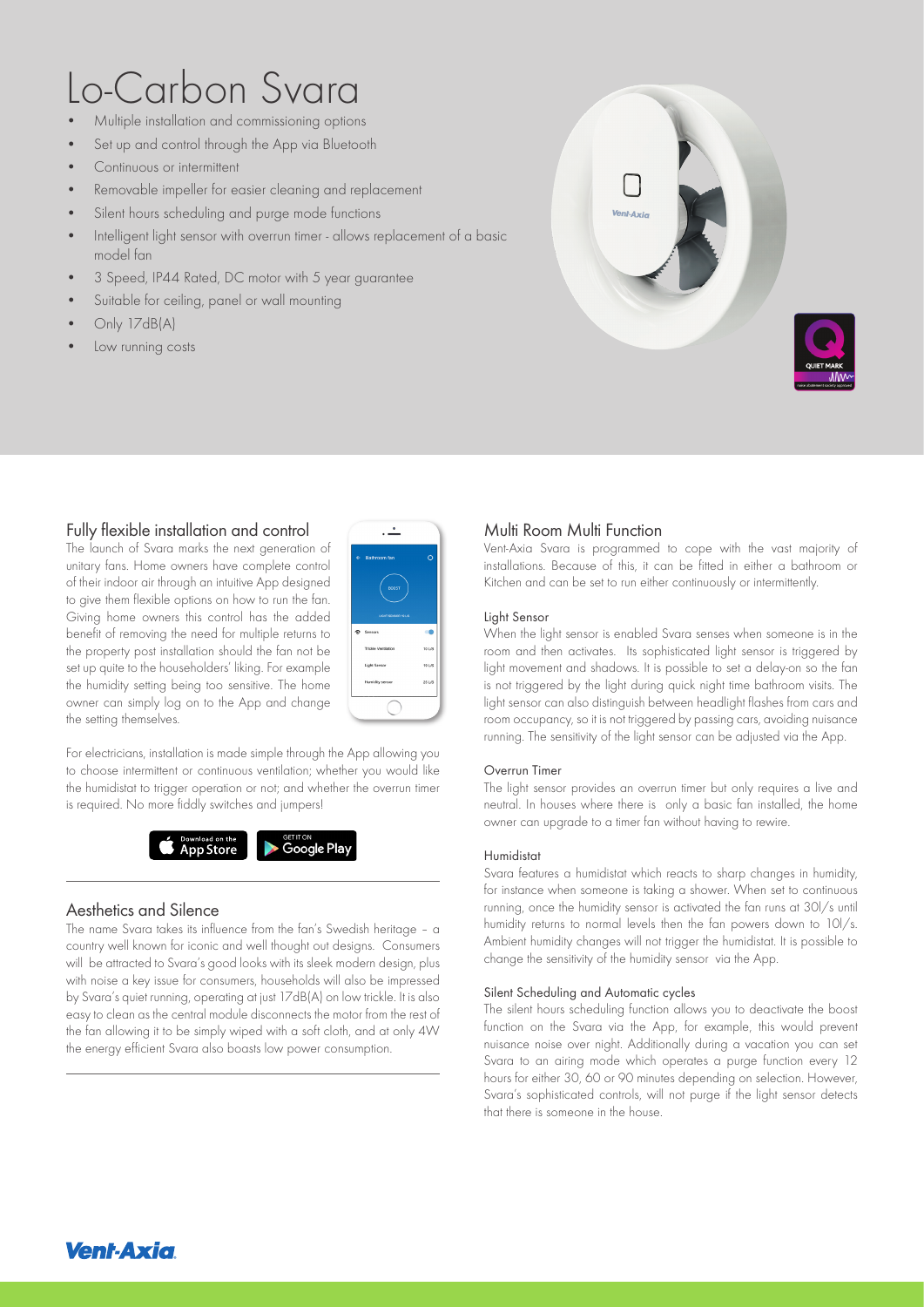# Lo-Carbon Svara

- Multiple installation and commissioning options
- Set up and control through the App via Bluetooth
- Continuous or intermittent
- Removable impeller for easier cleaning and replacement
- Silent hours scheduling and purge mode functions
- Intelligent light sensor with overrun timer - allows replacement of a basic model fan
- 3 Speed, IP44 Rated, DC motor with 5 year guarantee
- Suitable for ceiling, panel or wall mounting
- Only 17dB(A)
- Low running costs

## Fully flexible installation and control

The launch of Svara marks the next generation of unitary fans. Home owners have complete control of their indoor air through an intuitive App designed to give them flexible options on how to run the fan. Giving home owners this control has the added benefit of removing the need for multiple returns to the property post installation should the fan not be set up quite to the householders' liking. For example the humidity setting being too sensitive. The home owner can simply log on to the App and change the setting themselves.

For electricians, installation is made simple through the App allowing you to choose intermittent or continuous ventilation; whether you would like the humidistat to trigger operation or not; and whether the overrun timer is required. No more fiddly switches and jumpers!

## Aesthetics and Silence

The name Svara takes its influence from the fan's Swedish heritage – a country well known for iconic and well thought out designs. Consumers will be attracted to Svara's good looks with its sleek modern design, plus with noise a key issue for consumers, households will also be impressed by Svara's quiet running, operating at just 17dB(A) on low trickle. It is also easy to clean as the central module disconnects the motor from the rest of the fan allowing it to be simply wiped with a soft cloth, and at only 4W the energy efficient Svara also boasts low power consumption.

## Multi Room Multi Function

Vent-Axia Svara is programmed to cope with the vast majority of installations. Because of this, it can be fitted in either a bathroom or Kitchen and can be set to run either continuously or intermittently.

### Light Sensor

When the light sensor is enabled Svara senses when someone is in the room and then activates. Its sophisticated light sensor is triggered by light movement and shadows. It is possible to set a delay-on so the fan is not triggered by the light during quick night time bathroom visits. The light sensor can also distinguish between headlight flashes from cars and room occupancy, so it is not triggered by passing cars, avoiding nuisance running. The sensitivity of the light sensor can be adjusted via the App.

### Overrun Timer

The light sensor provides an overrun timer but only requires a live and neutral. In houses where there is only a basic fan installed, the home owner can upgrade to a timer fan without having to rewire.

### Humidistat

Svara features a humidistat which reacts to sharp changes in humidity, for instance when someone is taking a shower. When set to continuous running, once the humidity sensor is activated the fan runs at 30l/s until humidity returns to normal levels then the fan powers down to 10l/s. Ambient humidity changes will not trigger the humidistat. It is possible to change the sensitivity of the humidity sensor via the App.

### Silent Scheduling and Automatic cycles

The silent hours scheduling function allows you to deactivate the boost function on the Svara via the App, for example, this would prevent nuisance noise over night. Additionally during a vacation you can set Svara to an airing mode which operates a purge function every 12 hours for either 30, 60 or 90 minutes depending on selection. However, Svara's sophisticated controls, will not purge if the light sensor detects that there is someone in the house.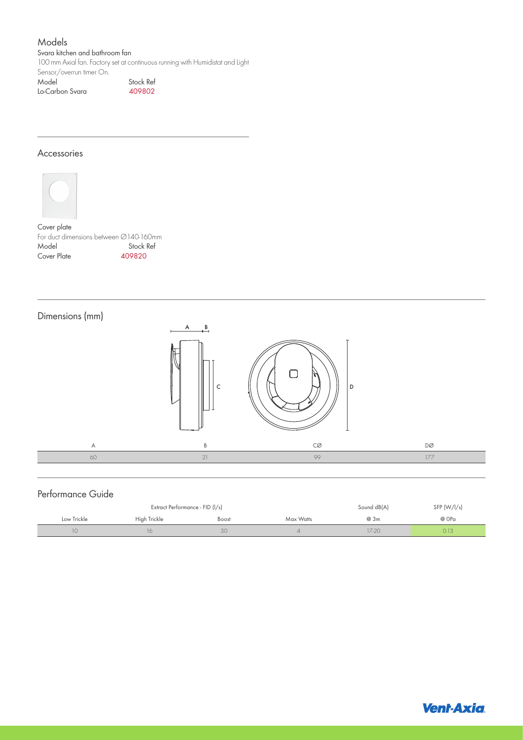## Models

### Svara kitchen and bathroom fan

100 mm Axial fan. Factory set at continuous running with Humidistat and Light Sensor/overrun timer On.

| Model | Stock Ref |
|---|---|
| Lo-Carbon Svara | 409802 |

## Accessories

### Cover plate

For duct dimensions between Ø140-160mm

| Model | Stock Ref |
|---|---|
| Cover Plate | 409820 |

## Dimensions (mm)

A
B
C
D

| A | B | CØ | DØ |
|---|---|---|---|
| 60 | 21 | 99 | 177 |

## Performance Guide

| Extract Performance - FID (l/s) | | | | Sound dB(A) | SFP (W/l/s) |
|---|---|---|---|---|---|
| Low Trickle | High Trickle | Boost | Max Watts | @ 3m | @ 0Pa |
| 10 | 16 | 30 | 4 | 17-20 | 0.13 |